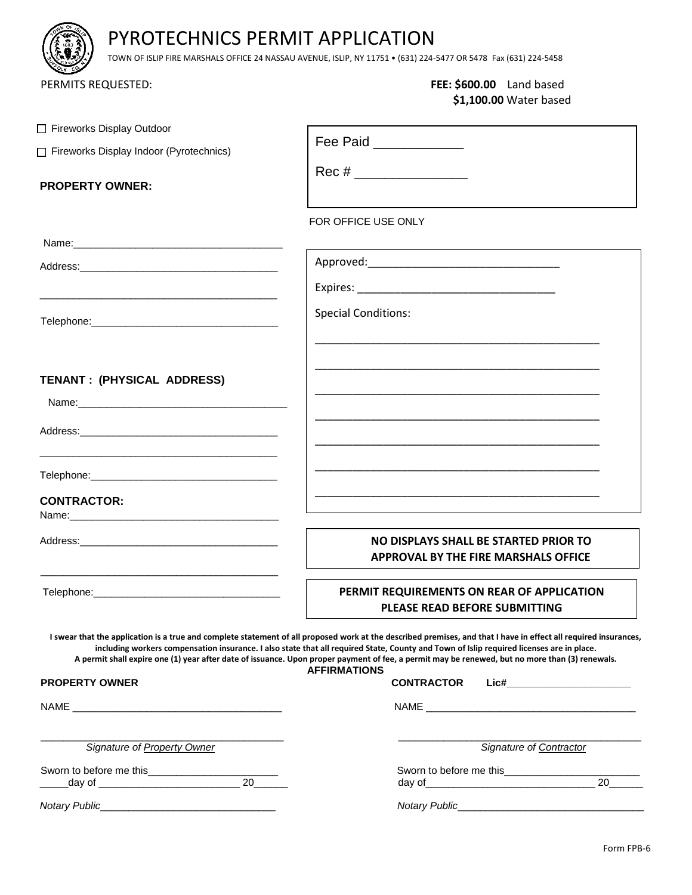# PYROTECHNICS PERMIT APPLICATION

TOWN OF ISLIP FIRE MARSHALS OFFICE 24 NASSAU AVENUE, ISLIP, NY 11751 • (631) 224-5477 OR 5478 Fax (631) 224-5458

PERMITS REQUESTED:

**FEE: $600.00** Land based
**$1,100.00** Water based

☐ Fireworks Display Outdoor

☐ Fireworks Display Indoor (Pyrotechnics)

Fee Paid ____________

Rec # _______________

FOR OFFICE USE ONLY

**PROPERTY OWNER:**

Name:_____________________________________

Address:___________________________________

__________________________________________

Telephone:_________________________________

Approved:________________________________

Expires: _________________________________

Special Conditions:

_______________________________________________

_______________________________________________

_______________________________________________

_______________________________________________

_______________________________________________

_______________________________________________

_______________________________________________

**TENANT : (PHYSICAL ADDRESS)**

Name:_____________________________________

Address:___________________________________

__________________________________________

Telephone:_________________________________

**CONTRACTOR:**

Name:_____________________________________

Address:___________________________________

__________________________________________

Telephone:_________________________________

**NO DISPLAYS SHALL BE STARTED PRIOR TO APPROVAL BY THE FIRE MARSHALS OFFICE**

**PERMIT REQUIREMENTS ON REAR OF APPLICATION PLEASE READ BEFORE SUBMITTING**

**I swear that the application is a true and complete statement of all proposed work at the described premises, and that I have in effect all required insurances, including workers compensation insurance. I also state that all required State, County and Town of Islip required licenses are in place.**
**A permit shall expire one (1) year after date of issuance. Upon proper payment of fee, a permit may be renewed, but no more than (3) renewals.**

**AFFIRMATIONS**

**PROPERTY OWNER**

NAME _____________________________________

_________________________________________
*Signature of Property Owner*

Sworn to before me this_______________________
_____day of _________________________ 20______

*Notary Public*_______________________________

**CONTRACTOR** **Lic#**_____________________

NAME _____________________________________

_________________________________________
*Signature of Contractor*

Sworn to before me this_______________________
day of______________________________ 20______

*Notary Public*_________________________________

Form FPB-6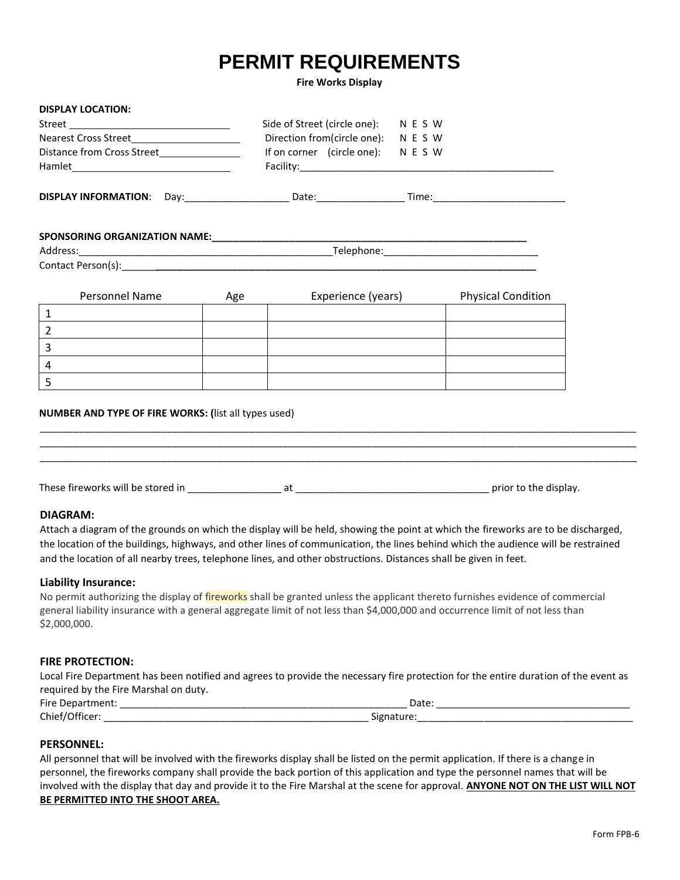# PERMIT REQUIREMENTS

**Fire Works Display**

**DISPLAY LOCATION:**

Street ______________________________ Side of Street (circle one): N E S W

Nearest Cross Street____________________ Direction from(circle one): N E S W

Distance from Cross Street_______________ If on corner (circle one): N E S W

Hamlet_____________________________ Facility:_______________________________________________

**DISPLAY INFORMATION**: Day:___________________ Date:________________ Time:________________________

**SPONSORING ORGANIZATION NAME:___________________________________________________________**

Address:_______________________________________________Telephone:___________________________

Contact Person(s):__________________________________________________________________________

| Personnel Name | Age | Experience (years) | Physical Condition |
|---|---|---|---|
| 1 | | | |
| 2 | | | |
| 3 | | | |
| 4 | | | |
| 5 | | | |

**NUMBER AND TYPE OF FIRE WORKS: (**list all types used)

____________________________________________________________________________________________________

____________________________________________________________________________________________________

____________________________________________________________________________________________________

These fireworks will be stored in _________________ at ___________________________________ prior to the display.

### DIAGRAM:

Attach a diagram of the grounds on which the display will be held, showing the point at which the fireworks are to be discharged, the location of the buildings, highways, and other lines of communication, the lines behind which the audience will be restrained and the location of all nearby trees, telephone lines, and other obstructions. Distances shall be given in feet.

### Liability Insurance:

No permit authorizing the display of fireworks shall be granted unless the applicant thereto furnishes evidence of commercial general liability insurance with a general aggregate limit of not less than $4,000,000 and occurrence limit of not less than $2,000,000.

### FIRE PROTECTION:

Local Fire Department has been notified and agrees to provide the necessary fire protection for the entire duration of the event as required by the Fire Marshal on duty.

Fire Department: ____________________________________________________ Date: ___________________________________

Chief/Officer: _________________________________________________ Signature:_________________________________________

### PERSONNEL:

All personnel that will be involved with the fireworks display shall be listed on the permit application. If there is a change in personnel, the fireworks company shall provide the back portion of this application and type the personnel names that will be involved with the display that day and provide it to the Fire Marshal at the scene for approval. **ANYONE NOT ON THE LIST WILL NOT BE PERMITTED INTO THE SHOOT AREA.**

Form FPB-6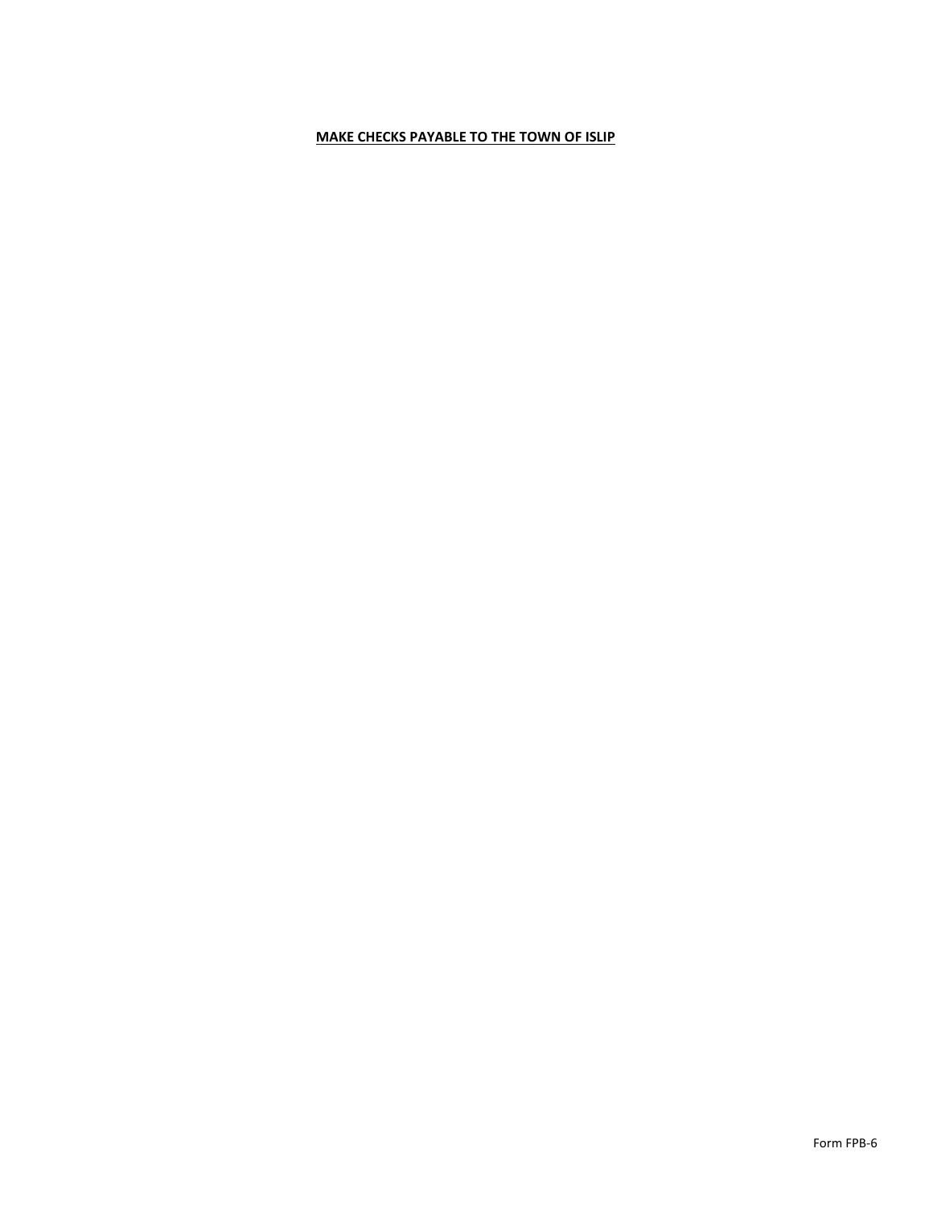**<u>MAKE CHECKS PAYABLE TO THE TOWN OF ISLIP</u>**

Form FPB-6